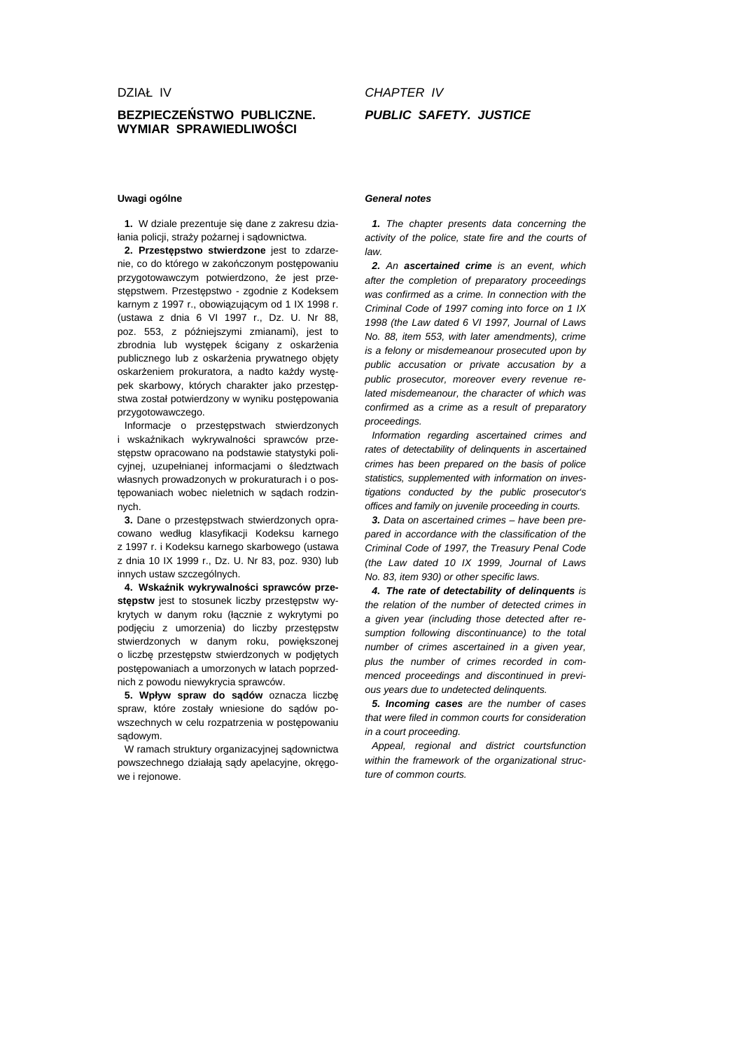DZIAŁ IV

# BEZPIECZEŃSTWO PUBLICZNE. WYMIAR SPRAWIEDLIWOŚCI

## Uwagi ogólne

**1.** W dziale prezentuje się dane z zakresu działania policji, straży pożarnej i sądownictwa.

**2. Przestępstwo stwierdzone** jest to zdarzenie, co do którego w zakończonym postępowaniu przygotowawczym potwierdzono, że jest przestępstwem. Przestępstwo - zgodnie z Kodeksem karnym z 1997 r., obowiązującym od 1 IX 1998 r. (ustawa z dnia 6 VI 1997 r., Dz. U. Nr 88, poz. 553, z późniejszymi zmianami), jest to zbrodnia lub występek ścigany z oskarżenia publicznego lub z oskarżenia prywatnego objęty oskarżeniem prokuratora, a nadto każdy występek skarbowy, których charakter jako przestępstwa został potwierdzony w wyniku postępowania przygotowawczego.

Informacje o przestępstwach stwierdzonych i wskaźnikach wykrywalności sprawców przestępstw opracowano na podstawie statystyki policyjnej, uzupełnianej informacjami o śledztwach własnych prowadzonych w prokuraturach i o postępowaniach wobec nieletnich w sądach rodzinnych.

**3.** Dane o przestępstwach stwierdzonych opracowano według klasyfikacji Kodeksu karnego z 1997 r. i Kodeksu karnego skarbowego (ustawa z dnia 10 IX 1999 r., Dz. U. Nr 83, poz. 930) lub innych ustaw szczególnych.

**4. Wskaźnik wykrywalności sprawców przestępstw** jest to stosunek liczby przestępstw wykrytych w danym roku (łącznie z wykrytymi po podjęciu z umorzenia) do liczby przestępstw stwierdzonych w danym roku, powiększonej o liczbę przestępstw stwierdzonych w podjętych postępowaniach a umorzonych w latach poprzednich z powodu niewykrycia sprawców.

**5. Wpływ spraw do sądów** oznacza liczbę spraw, które zostały wniesione do sądów powszechnych w celu rozpatrzenia w postępowaniu sądowym.

W ramach struktury organizacyjnej sądownictwa powszechnego działają sądy apelacyjne, okręgowe i rejonowe.

*CHAPTER IV*

# *PUBLIC SAFETY. JUSTICE*

## *General notes*

***1.*** *The chapter presents data concerning the activity of the police, state fire and the courts of law.*

***2.*** *An **ascertained crime** is an event, which after the completion of preparatory proceedings was confirmed as a crime. In connection with the Criminal Code of 1997 coming into force on 1 IX 1998 (the Law dated 6 VI 1997, Journal of Laws No. 88, item 553, with later amendments), crime is a felony or misdemeanour prosecuted upon by public accusation or private accusation by a public prosecutor, moreover every revenue related misdemeanour, the character of which was confirmed as a crime as a result of preparatory proceedings.*

*Information regarding ascertained crimes and rates of detectability of delinquents in ascertained crimes has been prepared on the basis of police statistics, supplemented with information on investigations conducted by the public prosecutor's offices and family on juvenile proceeding in courts.*

***3.*** *Data on ascertained crimes – have been prepared in accordance with the classification of the Criminal Code of 1997, the Treasury Penal Code (the Law dated 10 IX 1999, Journal of Laws No. 83, item 930) or other specific laws.*

***4. The rate of detectability of delinquents*** *is the relation of the number of detected crimes in a given year (including those detected after resumption following discontinuance) to the total number of crimes ascertained in a given year, plus the number of crimes recorded in commenced proceedings and discontinued in previous years due to undetected delinquents.*

***5. Incoming cases*** *are the number of cases that were filed in common courts for consideration in a court proceeding.*

*Appeal, regional and district courtsfunction within the framework of the organizational structure of common courts.*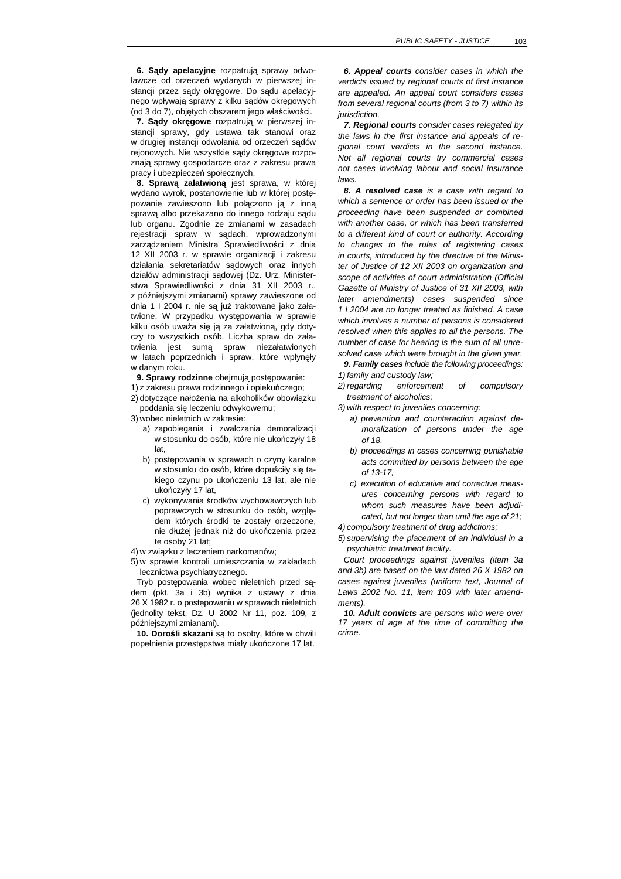**6. Sądy apelacyjne** rozpatrują sprawy odwoławcze od orzeczeń wydanych w pierwszej instancji przez sądy okręgowe. Do sądu apelacyjnego wpływają sprawy z kilku sądów okręgowych (od 3 do 7), objętych obszarem jego właściwości.

**7. Sądy okręgowe** rozpatrują w pierwszej instancji sprawy, gdy ustawa tak stanowi oraz w drugiej instancji odwołania od orzeczeń sądów rejonowych. Nie wszystkie sądy okręgowe rozpoznają sprawy gospodarcze oraz z zakresu prawa pracy i ubezpieczeń społecznych.

**8. Sprawą załatwioną** jest sprawa, w której wydano wyrok, postanowienie lub w której postępowanie zawieszono lub połączono ją z inną sprawą albo przekazano do innego rodzaju sądu lub organu. Zgodnie ze zmianami w zasadach rejestracji spraw w sądach, wprowadzonymi zarządzeniem Ministra Sprawiedliwości z dnia 12 XII 2003 r. w sprawie organizacji i zakresu działania sekretariatów sądowych oraz innych działów administracji sądowej (Dz. Urz. Ministerstwa Sprawiedliwości z dnia 31 XII 2003 r., z późniejszymi zmianami) sprawy zawieszone od dnia 1 I 2004 r. nie są już traktowane jako załatwione. W przypadku występowania w sprawie kilku osób uważa się ją za załatwioną, gdy dotyczy to wszystkich osób. Liczba spraw do załatwienia jest sumą spraw niezałatwionych w latach poprzednich i spraw, które wpłynęły w danym roku.

**9. Sprawy rodzinne** obejmują postępowanie:

1) z zakresu prawa rodzinnego i opiekuńczego;
2) dotyczące nałożenia na alkoholików obowiązku poddania się leczeniu odwykowemu;
3) wobec nieletnich w zakresie:
   a) zapobiegania i zwalczania demoralizacji w stosunku do osób, które nie ukończyły 18 lat,
   b) postępowania w sprawach o czyny karalne w stosunku do osób, które dopuściły się takiego czynu po ukończeniu 13 lat, ale nie ukończyły 17 lat,
   c) wykonywania środków wychowawczych lub poprawczych w stosunku do osób, względem których środki te zostały orzeczone, nie dłużej jednak niż do ukończenia przez te osoby 21 lat;
4) w związku z leczeniem narkomanów;
5) w sprawie kontroli umieszczania w zakładach lecznictwa psychiatrycznego.

Tryb postępowania wobec nieletnich przed sądem (pkt. 3a i 3b) wynika z ustawy z dnia 26 X 1982 r. o postępowaniu w sprawach nieletnich (jednolity tekst, Dz. U 2002 Nr 11, poz. 109, z późniejszymi zmianami).

**10. Dorośli skazani** są to osoby, które w chwili popełnienia przestępstwa miały ukończone 17 lat.

***6. Appeal courts*** *consider cases in which the verdicts issued by regional courts of first instance are appealed. An appeal court considers cases from several regional courts (from 3 to 7) within its jurisdiction.*

***7. Regional courts*** *consider cases relegated by the laws in the first instance and appeals of regional court verdicts in the second instance. Not all regional courts try commercial cases not cases involving labour and social insurance laws.*

***8. A resolved case*** *is a case with regard to which a sentence or order has been issued or the proceeding have been suspended or combined with another case, or which has been transferred to a different kind of court or authority. According to changes to the rules of registering cases in courts, introduced by the directive of the Minister of Justice of 12 XII 2003 on organization and scope of activities of court administration (Official Gazette of Ministry of Justice of 31 XII 2003, with later amendments) cases suspended since 1 I 2004 are no longer treated as finished. A case which involves a number of persons is considered resolved when this applies to all the persons. The number of case for hearing is the sum of all unresolved case which were brought in the given year.*

***9. Family cases*** *include the following proceedings:*

1) *family and custody law;*
2) *regarding enforcement of compulsory treatment of alcoholics;*
3) *with respect to juveniles concerning:*
   a) *prevention and counteraction against demoralization of persons under the age of 18,*
   b) *proceedings in cases concerning punishable acts committed by persons between the age of 13-17,*
   c) *execution of educative and corrective measures concerning persons with regard to whom such measures have been adjudicated, but not longer than until the age of 21;*
4) *compulsory treatment of drug addictions;*
5) *supervising the placement of an individual in a psychiatric treatment facility.*

*Court proceedings against juveniles (item 3a and 3b) are based on the law dated 26 X 1982 on cases against juveniles (uniform text, Journal of Laws 2002 No. 11, item 109 with later amendments).*

***10. Adult convicts*** *are persons who were over 17 years of age at the time of committing the crime.*